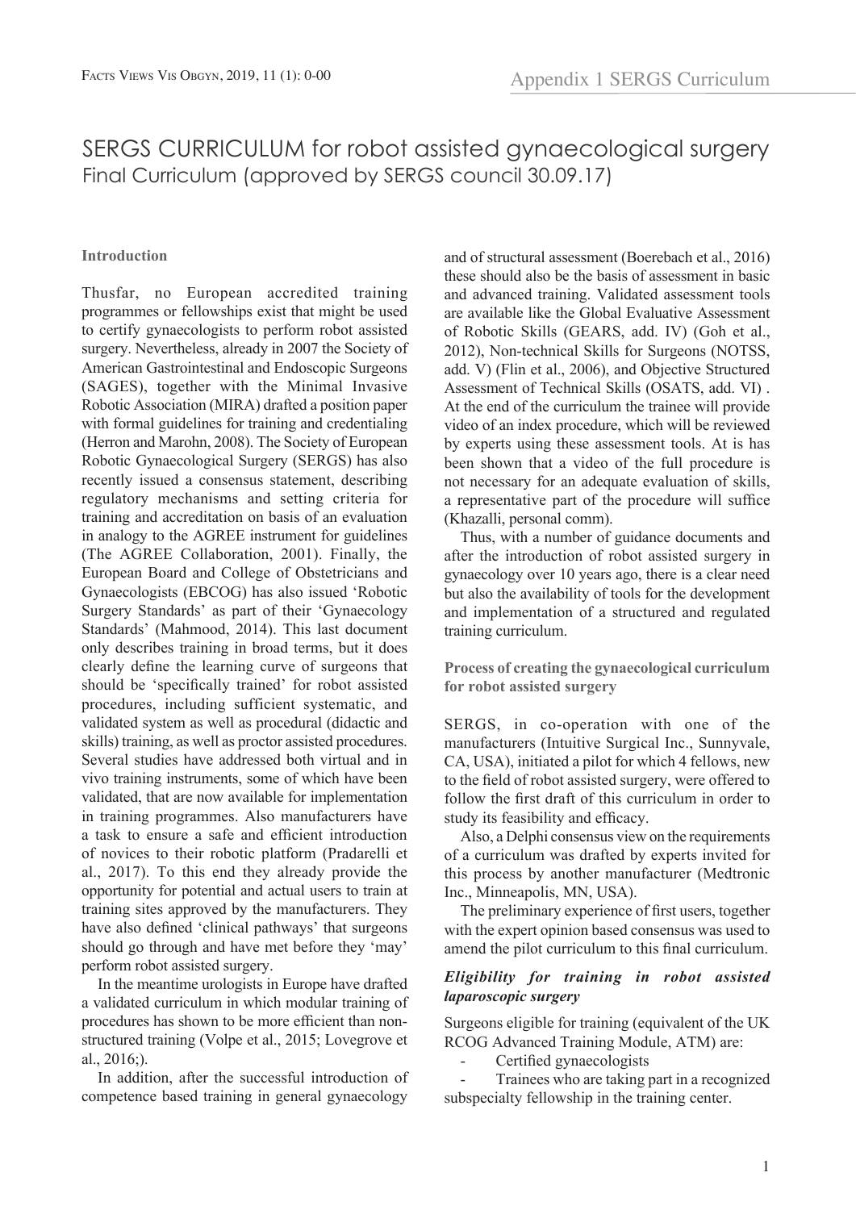# SERGS CURRICULUM for robot assisted gynaecological surgery

## Final Curriculum (approved by SERGS council 30.09.17)

### Introduction

Thusfar, no European accredited training programmes or fellowships exist that might be used to certify gynaecologists to perform robot assisted surgery. Nevertheless, already in 2007 the Society of American Gastrointestinal and Endoscopic Surgeons (SAGES), together with the Minimal Invasive Robotic Association (MIRA) drafted a position paper with formal guidelines for training and credentialing (Herron and Marohn, 2008). The Society of European Robotic Gynaecological Surgery (SERGS) has also recently issued a consensus statement, describing regulatory mechanisms and setting criteria for training and accreditation on basis of an evaluation in analogy to the AGREE instrument for guidelines (The AGREE Collaboration, 2001). Finally, the European Board and College of Obstetricians and Gynaecologists (EBCOG) has also issued 'Robotic Surgery Standards' as part of their 'Gynaecology Standards' (Mahmood, 2014). This last document only describes training in broad terms, but it does clearly define the learning curve of surgeons that should be 'specifically trained' for robot assisted procedures, including sufficient systematic, and validated system as well as procedural (didactic and skills) training, as well as proctor assisted procedures. Several studies have addressed both virtual and in vivo training instruments, some of which have been validated, that are now available for implementation in training programmes. Also manufacturers have a task to ensure a safe and efficient introduction of novices to their robotic platform (Pradarelli et al., 2017). To this end they already provide the opportunity for potential and actual users to train at training sites approved by the manufacturers. They have also defined 'clinical pathways' that surgeons should go through and have met before they 'may' perform robot assisted surgery.

In the meantime urologists in Europe have drafted a validated curriculum in which modular training of procedures has shown to be more efficient than non-structured training (Volpe et al., 2015; Lovegrove et al., 2016;).

In addition, after the successful introduction of competence based training in general gynaecology and of structural assessment (Boerebach et al., 2016) these should also be the basis of assessment in basic and advanced training. Validated assessment tools are available like the Global Evaluative Assessment of Robotic Skills (GEARS, add. IV) (Goh et al., 2012), Non-technical Skills for Surgeons (NOTSS, add. V) (Flin et al., 2006), and Objective Structured Assessment of Technical Skills (OSATS, add. VI) . At the end of the curriculum the trainee will provide video of an index procedure, which will be reviewed by experts using these assessment tools. At is has been shown that a video of the full procedure is not necessary for an adequate evaluation of skills, a representative part of the procedure will suffice (Khazalli, personal comm).

Thus, with a number of guidance documents and after the introduction of robot assisted surgery in gynaecology over 10 years ago, there is a clear need but also the availability of tools for the development and implementation of a structured and regulated training curriculum.

### Process of creating the gynaecological curriculum for robot assisted surgery

SERGS, in co-operation with one of the manufacturers (Intuitive Surgical Inc., Sunnyvale, CA, USA), initiated a pilot for which 4 fellows, new to the field of robot assisted surgery, were offered to follow the first draft of this curriculum in order to study its feasibility and efficacy.

Also, a Delphi consensus view on the requirements of a curriculum was drafted by experts invited for this process by another manufacturer (Medtronic Inc., Minneapolis, MN, USA).

The preliminary experience of first users, together with the expert opinion based consensus was used to amend the pilot curriculum to this final curriculum.

#### *Eligibility for training in robot assisted laparoscopic surgery*

Surgeons eligible for training (equivalent of the UK RCOG Advanced Training Module, ATM) are:

- Certified gynaecologists
- Trainees who are taking part in a recognized subspecialty fellowship in the training center.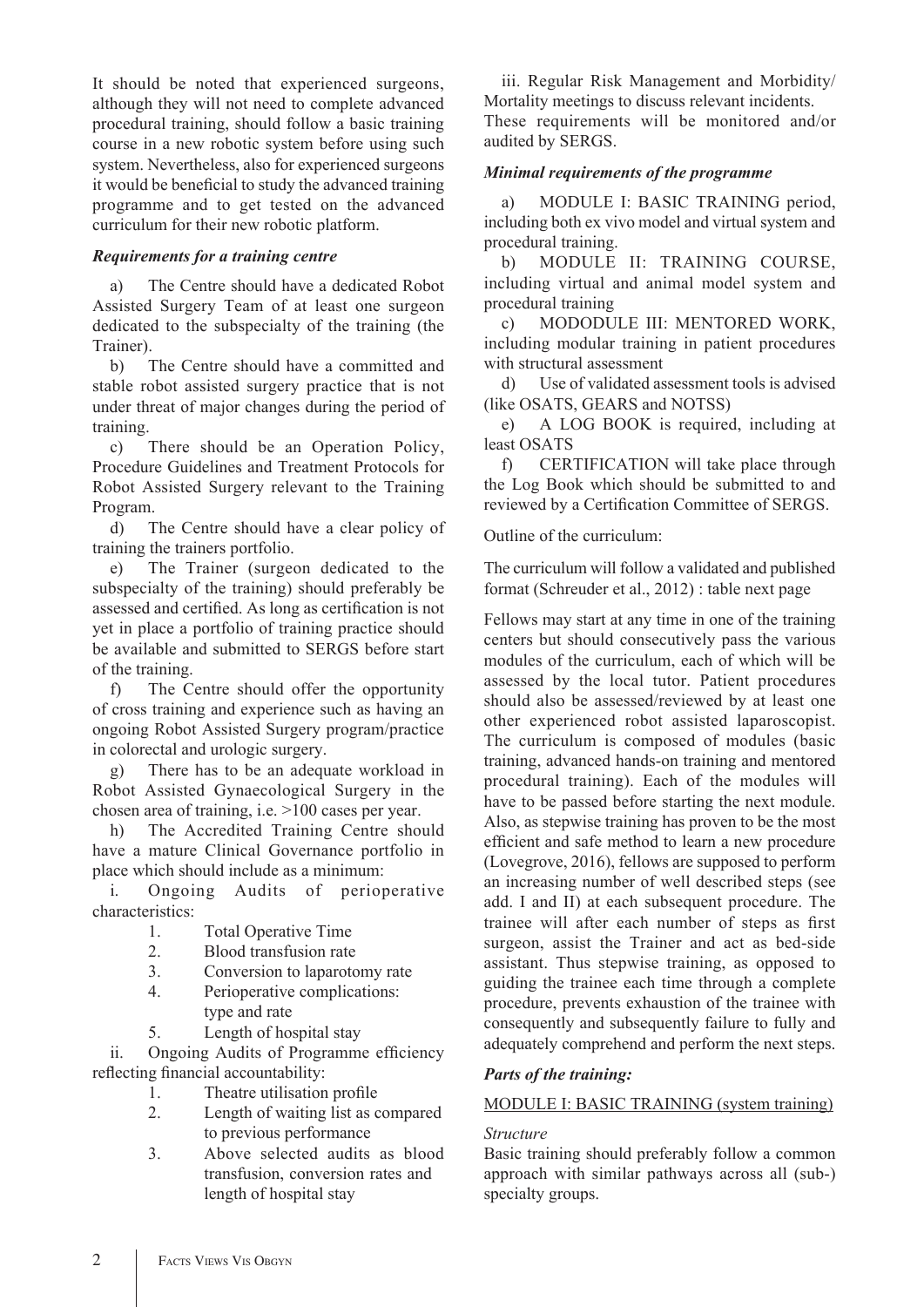It should be noted that experienced surgeons, although they will not need to complete advanced procedural training, should follow a basic training course in a new robotic system before using such system. Nevertheless, also for experienced surgeons it would be beneficial to study the advanced training programme and to get tested on the advanced curriculum for their new robotic platform.

### *Requirements for a training centre*

a) The Centre should have a dedicated Robot Assisted Surgery Team of at least one surgeon dedicated to the subspecialty of the training (the Trainer).

b) The Centre should have a committed and stable robot assisted surgery practice that is not under threat of major changes during the period of training.

c) There should be an Operation Policy, Procedure Guidelines and Treatment Protocols for Robot Assisted Surgery relevant to the Training Program.

d) The Centre should have a clear policy of training the trainers portfolio.

e) The Trainer (surgeon dedicated to the subspecialty of the training) should preferably be assessed and certified. As long as certification is not yet in place a portfolio of training practice should be available and submitted to SERGS before start of the training.

f) The Centre should offer the opportunity of cross training and experience such as having an ongoing Robot Assisted Surgery program/practice in colorectal and urologic surgery.

g) There has to be an adequate workload in Robot Assisted Gynaecological Surgery in the chosen area of training, i.e. >100 cases per year.

h) The Accredited Training Centre should have a mature Clinical Governance portfolio in place which should include as a minimum:

i. Ongoing Audits of perioperative characteristics:

1. Total Operative Time
2. Blood transfusion rate
3. Conversion to laparotomy rate
4. Perioperative complications: type and rate
5. Length of hospital stay

ii. Ongoing Audits of Programme efficiency reflecting financial accountability:

1. Theatre utilisation profile
2. Length of waiting list as compared to previous performance
3. Above selected audits as blood transfusion, conversion rates and length of hospital stay

iii. Regular Risk Management and Morbidity/ Mortality meetings to discuss relevant incidents.

These requirements will be monitored and/or audited by SERGS.

### *Minimal requirements of the programme*

a) MODULE I: BASIC TRAINING period, including both ex vivo model and virtual system and procedural training.

b) MODULE II: TRAINING COURSE, including virtual and animal model system and procedural training

c) MODODULE III: MENTORED WORK, including modular training in patient procedures with structural assessment

d) Use of validated assessment tools is advised (like OSATS, GEARS and NOTSS)

e) A LOG BOOK is required, including at least OSATS

f) CERTIFICATION will take place through the Log Book which should be submitted to and reviewed by a Certification Committee of SERGS.

Outline of the curriculum:

The curriculum will follow a validated and published format (Schreuder et al., 2012) : table next page

Fellows may start at any time in one of the training centers but should consecutively pass the various modules of the curriculum, each of which will be assessed by the local tutor. Patient procedures should also be assessed/reviewed by at least one other experienced robot assisted laparoscopist. The curriculum is composed of modules (basic training, advanced hands-on training and mentored procedural training). Each of the modules will have to be passed before starting the next module. Also, as stepwise training has proven to be the most efficient and safe method to learn a new procedure (Lovegrove, 2016), fellows are supposed to perform an increasing number of well described steps (see add. I and II) at each subsequent procedure. The trainee will after each number of steps as first surgeon, assist the Trainer and act as bed-side assistant. Thus stepwise training, as opposed to guiding the trainee each time through a complete procedure, prevents exhaustion of the trainee with consequently and subsequently failure to fully and adequately comprehend and perform the next steps.

### *Parts of the training:*

#### MODULE I: BASIC TRAINING (system training)

*Structure*

Basic training should preferably follow a common approach with similar pathways across all (sub-) specialty groups.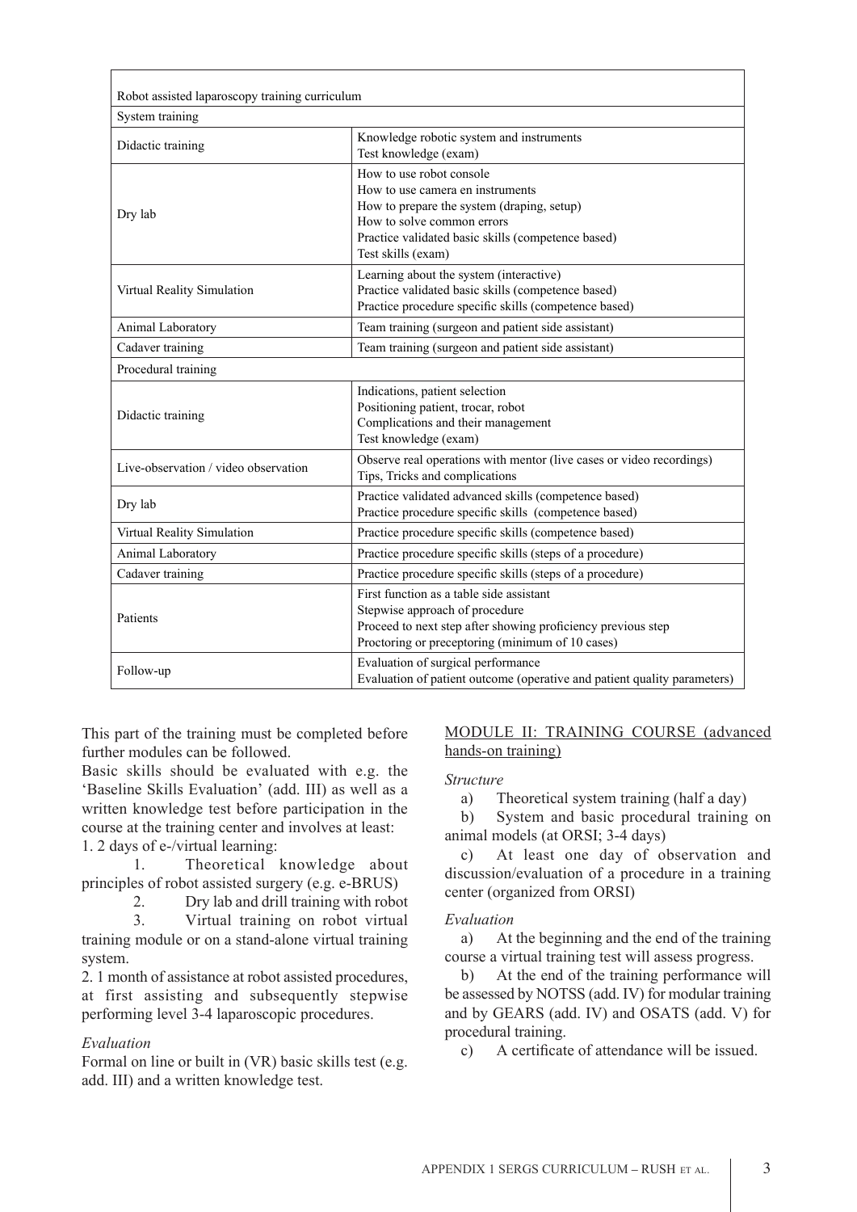| Robot assisted laparoscopy training curriculum | |
|---|---|
| System training | |
| Didactic training | Knowledge robotic system and instruments<br>Test knowledge (exam) |
| Dry lab | How to use robot console<br>How to use camera en instruments<br>How to prepare the system (draping, setup)<br>How to solve common errors<br>Practice validated basic skills (competence based)<br>Test skills (exam) |
| Virtual Reality Simulation | Learning about the system (interactive)<br>Practice validated basic skills (competence based)<br>Practice procedure specific skills (competence based) |
| Animal Laboratory | Team training (surgeon and patient side assistant) |
| Cadaver training | Team training (surgeon and patient side assistant) |
| Procedural training | |
| Didactic training | Indications, patient selection<br>Positioning patient, trocar, robot<br>Complications and their management<br>Test knowledge (exam) |
| Live-observation / video observation | Observe real operations with mentor (live cases or video recordings)<br>Tips, Tricks and complications |
| Dry lab | Practice validated advanced skills (competence based)<br>Practice procedure specific skills (competence based) |
| Virtual Reality Simulation | Practice procedure specific skills (competence based) |
| Animal Laboratory | Practice procedure specific skills (steps of a procedure) |
| Cadaver training | Practice procedure specific skills (steps of a procedure) |
| Patients | First function as a table side assistant<br>Stepwise approach of procedure<br>Proceed to next step after showing proficiency previous step<br>Proctoring or preceptoring (minimum of 10 cases) |
| Follow-up | Evaluation of surgical performance<br>Evaluation of patient outcome (operative and patient quality parameters) |

This part of the training must be completed before further modules can be followed.

Basic skills should be evaluated with e.g. the 'Baseline Skills Evaluation' (add. III) as well as a written knowledge test before participation in the course at the training center and involves at least:

1. 2 days of e-/virtual learning:
   1. Theoretical knowledge about principles of robot assisted surgery (e.g. e-BRUS)
   2. Dry lab and drill training with robot
   3. Virtual training on robot virtual training module or on a stand-alone virtual training system.
2. 1 month of assistance at robot assisted procedures, at first assisting and subsequently stepwise performing level 3-4 laparoscopic procedures.

*Evaluation*

Formal on line or built in (VR) basic skills test (e.g. add. III) and a written knowledge test.

## MODULE II: TRAINING COURSE (advanced hands-on training)

*Structure*

a) Theoretical system training (half a day)

b) System and basic procedural training on animal models (at ORSI; 3-4 days)

c) At least one day of observation and discussion/evaluation of a procedure in a training center (organized from ORSI)

*Evaluation*

a) At the beginning and the end of the training course a virtual training test will assess progress.

b) At the end of the training performance will be assessed by NOTSS (add. IV) for modular training and by GEARS (add. IV) and OSATS (add. V) for procedural training.

c) A certificate of attendance will be issued.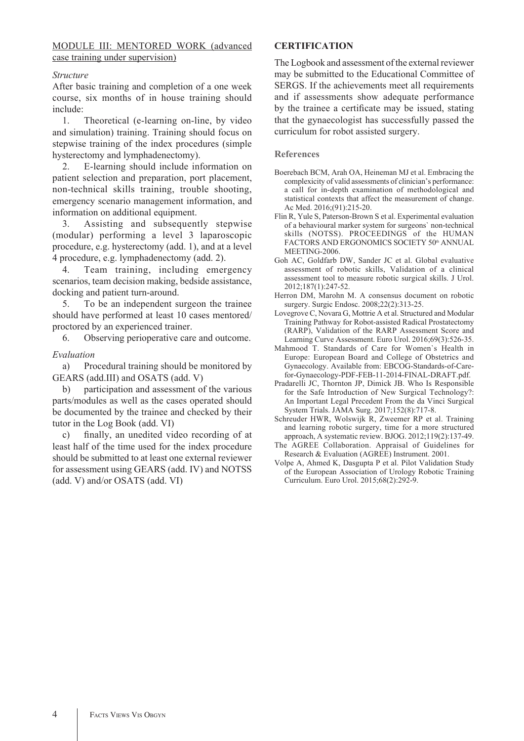MODULE III: MENTORED WORK (advanced case training under supervision)

*Structure*

After basic training and completion of a one week course, six months of in house training should include:

1. Theoretical (e-learning on-line, by video and simulation) training. Training should focus on stepwise training of the index procedures (simple hysterectomy and lymphadenectomy).
2. E-learning should include information on patient selection and preparation, port placement, non-technical skills training, trouble shooting, emergency scenario management information, and information on additional equipment.
3. Assisting and subsequently stepwise (modular) performing a level 3 laparoscopic procedure, e.g. hysterectomy (add. 1), and at a level 4 procedure, e.g. lymphadenectomy (add. 2).
4. Team training, including emergency scenarios, team decision making, bedside assistance, docking and patient turn-around.
5. To be an independent surgeon the trainee should have performed at least 10 cases mentored/proctored by an experienced trainer.
6. Observing perioperative care and outcome.

*Evaluation*

a) Procedural training should be monitored by GEARS (add.III) and OSATS (add. V)

b) participation and assessment of the various parts/modules as well as the cases operated should be documented by the trainee and checked by their tutor in the Log Book (add. VI)

c) finally, an unedited video recording of at least half of the time used for the index procedure should be submitted to at least one external reviewer for assessment using GEARS (add. IV) and NOTSS (add. V) and/or OSATS (add. VI)

**CERTIFICATION**

The Logbook and assessment of the external reviewer may be submitted to the Educational Committee of SERGS. If the achievements meet all requirements and if assessments show adequate performance by the trainee a certificate may be issued, stating that the gynaecologist has successfully passed the curriculum for robot assisted surgery.

## References

Boerebach BCM, Arah OA, Heineman MJ et al. Embracing the complexicity of valid assessments of clinician's performance: a call for in-depth examination of methodological and statistical contexts that affect the measurement of change. Ac Med. 2016;(91):215-20.

Flin R, Yule S, Paterson-Brown S et al. Experimental evaluation of a behavioural marker system for surgeons` non-technical skills (NOTSS). PROCEEDINGS of the HUMAN FACTORS AND ERGONOMICS SOCIETY 50th ANNUAL MEETING-2006.

Goh AC, Goldfarb DW, Sander JC et al. Global evaluative assessment of robotic skills, Validation of a clinical assessment tool to measure robotic surgical skills. J Urol. 2012;187(1):247-52.

Herron DM, Marohn M. A consensus document on robotic surgery. Surgic Endosc. 2008;22(2):313-25.

Lovegrove C, Novara G, Mottrie A et al. Structured and Modular Training Pathway for Robot-assisted Radical Prostatectomy (RARP), Validation of the RARP Assessment Score and Learning Curve Assessment. Euro Urol. 2016;69(3):526-35.

Mahmood T. Standards of Care for Women`s Health in Europe: European Board and College of Obstetrics and Gynaecology. Available from: EBCOG-Standards-of-Care-for-Gynaecology-PDF-FEB-11-2014-FINAL-DRAFT.pdf.

Pradarelli JC, Thornton JP, Dimick JB. Who Is Responsible for the Safe Introduction of New Surgical Technology?: An Important Legal Precedent From the da Vinci Surgical System Trials. JAMA Surg. 2017;152(8):717-8.

Schreuder HWR, Wolswijk R, Zweemer RP et al. Training and learning robotic surgery, time for a more structured approach, A systematic review. BJOG. 2012;119(2):137-49.

The AGREE Collaboration. Appraisal of Guidelines for Research & Evaluation (AGREE) Instrument. 2001.

Volpe A, Ahmed K, Dasgupta P et al. Pilot Validation Study of the European Association of Urology Robotic Training Curriculum. Euro Urol. 2015;68(2):292-9.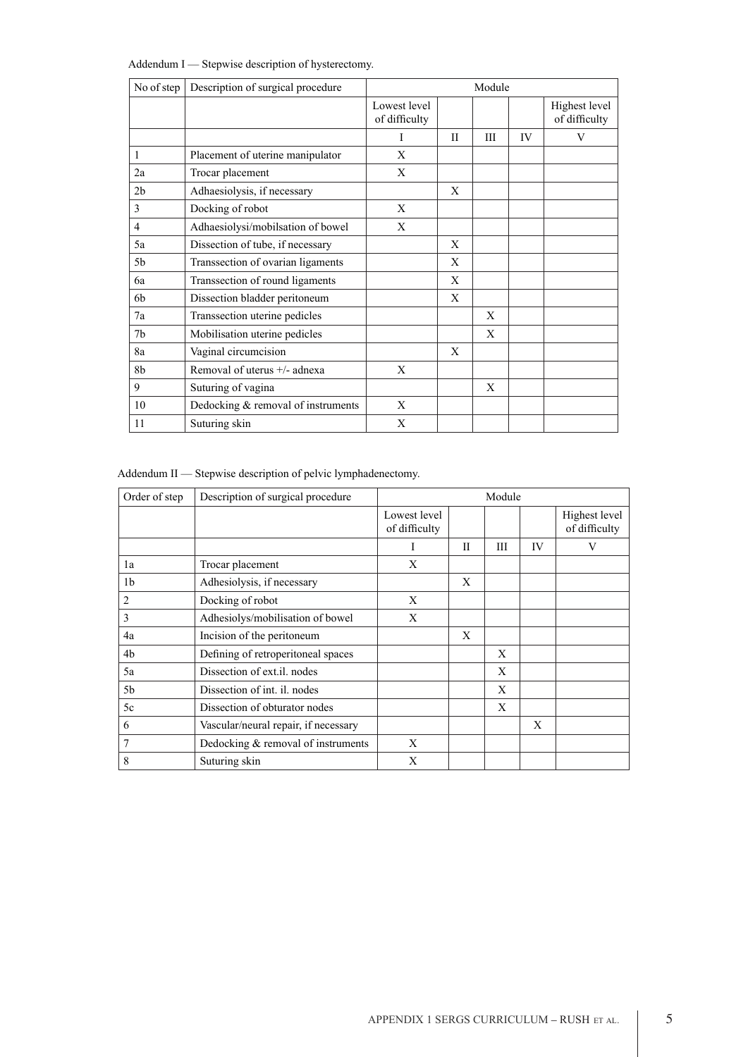Addendum I — Stepwise description of hysterectomy.

| No of step | Description of surgical procedure | Module | | | | |
|---|---|---|---|---|---|---|
| | | Lowest level of difficulty | | | | Highest level of difficulty |
| | | I | II | III | IV | V |
| 1 | Placement of uterine manipulator | X | | | | |
| 2a | Trocar placement | X | | | | |
| 2b | Adhaesiolysis, if necessary | | X | | | |
| 3 | Docking of robot | X | | | | |
| 4 | Adhaesiolysi/mobilsation of bowel | X | | | | |
| 5a | Dissection of tube, if necessary | | X | | | |
| 5b | Transsection of ovarian ligaments | | X | | | |
| 6a | Transsection of round ligaments | | X | | | |
| 6b | Dissection bladder peritoneum | | X | | | |
| 7a | Transsection uterine pedicles | | | X | | |
| 7b | Mobilisation uterine pedicles | | | X | | |
| 8a | Vaginal circumcision | | X | | | |
| 8b | Removal of uterus +/- adnexa | X | | | | |
| 9 | Suturing of vagina | | | X | | |
| 10 | Dedocking & removal of instruments | X | | | | |
| 11 | Suturing skin | X | | | | |

Addendum II — Stepwise description of pelvic lymphadenectomy.

| Order of step | Description of surgical procedure | Module | | | | |
|---|---|---|---|---|---|---|
| | | Lowest level of difficulty | | | | Highest level of difficulty |
| | | I | II | III | IV | V |
| 1a | Trocar placement | X | | | | |
| 1b | Adhesiolysis, if necessary | | X | | | |
| 2 | Docking of robot | X | | | | |
| 3 | Adhesiolys/mobilisation of bowel | X | | | | |
| 4a | Incision of the peritoneum | | X | | | |
| 4b | Defining of retroperitoneal spaces | | | X | | |
| 5a | Dissection of ext.il. nodes | | | X | | |
| 5b | Dissection of int. il. nodes | | | X | | |
| 5c | Dissection of obturator nodes | | | X | | |
| 6 | Vascular/neural repair, if necessary | | | | X | |
| 7 | Dedocking & removal of instruments | X | | | | |
| 8 | Suturing skin | X | | | | |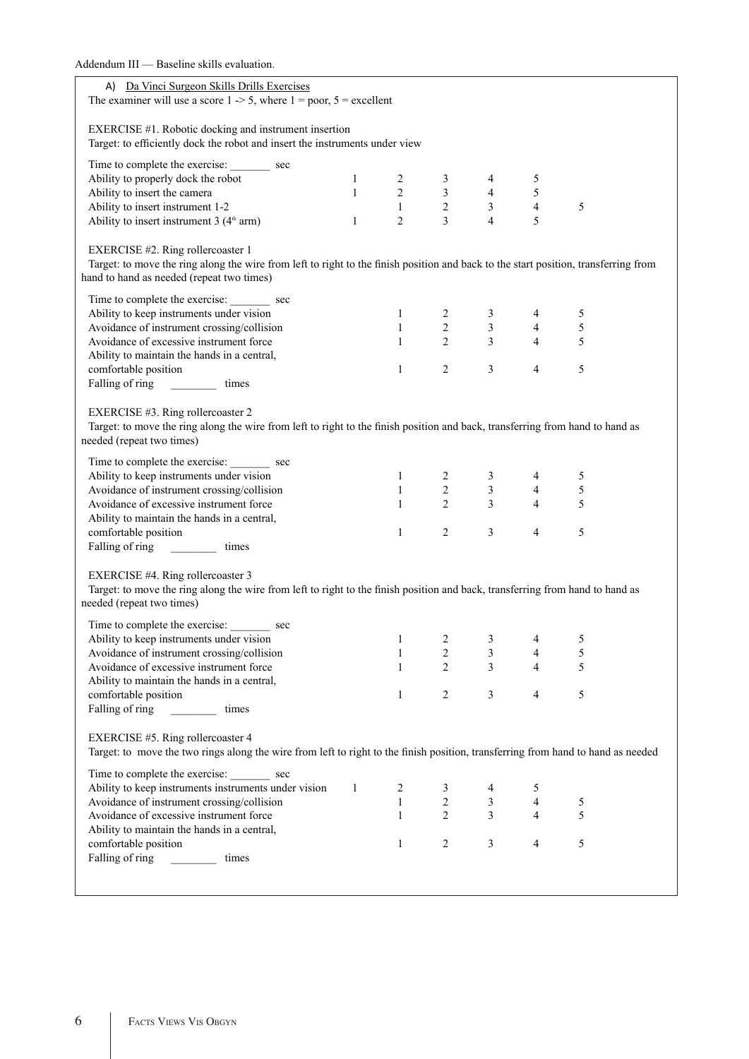Addendum III — Baseline skills evaluation.

A) Da Vinci Surgeon Skills Drills Exercises

The examiner will use a score 1 -> 5, where 1 = poor, 5 = excellent

EXERCISE #1. Robotic docking and instrument insertion

Target: to efficiently dock the robot and insert the instruments under view

Time to complete the exercise: _______ sec

| | | | | | |
|---|---|---|---|---|---|
| Ability to properly dock the robot | 1 | 2 | 3 | 4 | 5 |
| Ability to insert the camera | 1 | 2 | 3 | 4 | 5 |
| Ability to insert instrument 1-2 | 1 | 2 | 3 | 4 | 5 |
| Ability to insert instrument 3 (4[th] arm) | 1 | 2 | 3 | 4 | 5 |

EXERCISE #2. Ring rollercoaster 1

Target: to move the ring along the wire from left to right to the finish position and back to the start position, transferring from hand to hand as needed (repeat two times)

Time to complete the exercise: _______ sec

| | | | | | |
|---|---|---|---|---|---|
| Ability to keep instruments under vision | 1 | 2 | 3 | 4 | 5 |
| Avoidance of instrument crossing/collision | 1 | 2 | 3 | 4 | 5 |
| Avoidance of excessive instrument force | 1 | 2 | 3 | 4 | 5 |
| Ability to maintain the hands in a central, comfortable position | 1 | 2 | 3 | 4 | 5 |

Falling of ring ________ times

EXERCISE #3. Ring rollercoaster 2

Target: to move the ring along the wire from left to right to the finish position and back, transferring from hand to hand as needed (repeat two times)

Time to complete the exercise: _______ sec

| | | | | | |
|---|---|---|---|---|---|
| Ability to keep instruments under vision | 1 | 2 | 3 | 4 | 5 |
| Avoidance of instrument crossing/collision | 1 | 2 | 3 | 4 | 5 |
| Avoidance of excessive instrument force | 1 | 2 | 3 | 4 | 5 |
| Ability to maintain the hands in a central, comfortable position | 1 | 2 | 3 | 4 | 5 |

Falling of ring ________ times

EXERCISE #4. Ring rollercoaster 3

Target: to move the ring along the wire from left to right to the finish position and back, transferring from hand to hand as needed (repeat two times)

Time to complete the exercise: _______ sec

| | | | | | |
|---|---|---|---|---|---|
| Ability to keep instruments under vision | 1 | 2 | 3 | 4 | 5 |
| Avoidance of instrument crossing/collision | 1 | 2 | 3 | 4 | 5 |
| Avoidance of excessive instrument force | 1 | 2 | 3 | 4 | 5 |
| Ability to maintain the hands in a central, comfortable position | 1 | 2 | 3 | 4 | 5 |

Falling of ring ________ times

EXERCISE #5. Ring rollercoaster 4

Target: to move the two rings along the wire from left to right to the finish position, transferring from hand to hand as needed

Time to complete the exercise: _______ sec

| | | | | | |
|---|---|---|---|---|---|
| Ability to keep instruments instruments under vision | 1 | 2 | 3 | 4 | 5 |
| Avoidance of instrument crossing/collision | 1 | 2 | 3 | 4 | 5 |
| Avoidance of excessive instrument force | 1 | 2 | 3 | 4 | 5 |
| Ability to maintain the hands in a central, comfortable position | 1 | 2 | 3 | 4 | 5 |

Falling of ring ________ times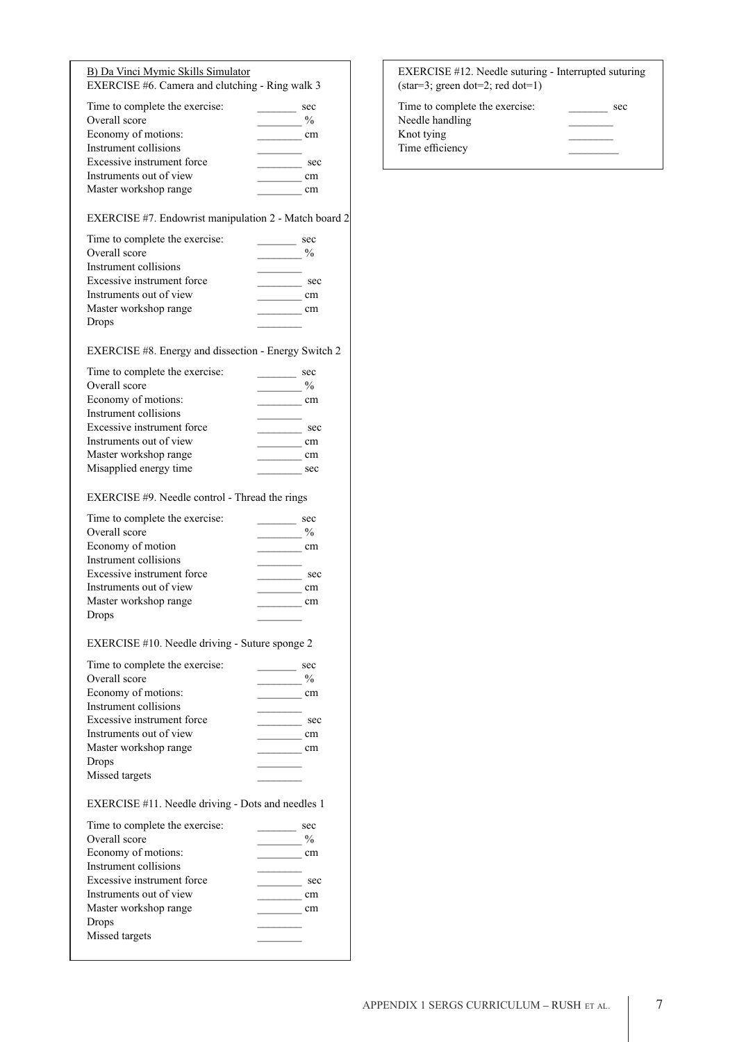<u>B) Da Vinci Mymic Skills Simulator</u>

EXERCISE #6. Camera and clutching - Ring walk 3

| | |
|---|---|
| Time to complete the exercise: | _______ sec |
| Overall score | ________ % |
| Economy of motions: | ________ cm |
| Instrument collisions | ________ |
| Excessive instrument force | ________ sec |
| Instruments out of view | ________ cm |
| Master workshop range | ________ cm |

EXERCISE #7. Endowrist manipulation 2 - Match board 2

| | |
|---|---|
| Time to complete the exercise: | _______ sec |
| Overall score | ________ % |
| Instrument collisions | ________ |
| Excessive instrument force | ________ sec |
| Instruments out of view | ________ cm |
| Master workshop range | ________ cm |
| Drops | ________ |

EXERCISE #8. Energy and dissection - Energy Switch 2

| | |
|---|---|
| Time to complete the exercise: | _______ sec |
| Overall score | ________ % |
| Economy of motions: | ________ cm |
| Instrument collisions | ________ |
| Excessive instrument force | ________ sec |
| Instruments out of view | ________ cm |
| Master workshop range | ________ cm |
| Misapplied energy time | ________ sec |

EXERCISE #9. Needle control - Thread the rings

| | |
|---|---|
| Time to complete the exercise: | _______ sec |
| Overall score | ________ % |
| Economy of motion | ________ cm |
| Instrument collisions | ________ |
| Excessive instrument force | ________ sec |
| Instruments out of view | ________ cm |
| Master workshop range | ________ cm |
| Drops | ________ |

EXERCISE #10. Needle driving - Suture sponge 2

| | |
|---|---|
| Time to complete the exercise: | _______ sec |
| Overall score | ________ % |
| Economy of motions: | ________ cm |
| Instrument collisions | ________ |
| Excessive instrument force | ________ sec |
| Instruments out of view | ________ cm |
| Master workshop range | ________ cm |
| Drops | ________ |
| Missed targets | ________ |

EXERCISE #11. Needle driving - Dots and needles 1

| | |
|---|---|
| Time to complete the exercise: | _______ sec |
| Overall score | ________ % |
| Economy of motions: | ________ cm |
| Instrument collisions | ________ |
| Excessive instrument force | ________ sec |
| Instruments out of view | ________ cm |
| Master workshop range | ________ cm |
| Drops | ________ |
| Missed targets | ________ |

EXERCISE #12. Needle suturing - Interrupted suturing (star=3; green dot=2; red dot=1)

| | |
|---|---|
| Time to complete the exercise: | _______ sec |
| Needle handling | ________ |
| Knot tying | ________ |
| Time efficiency | _________ |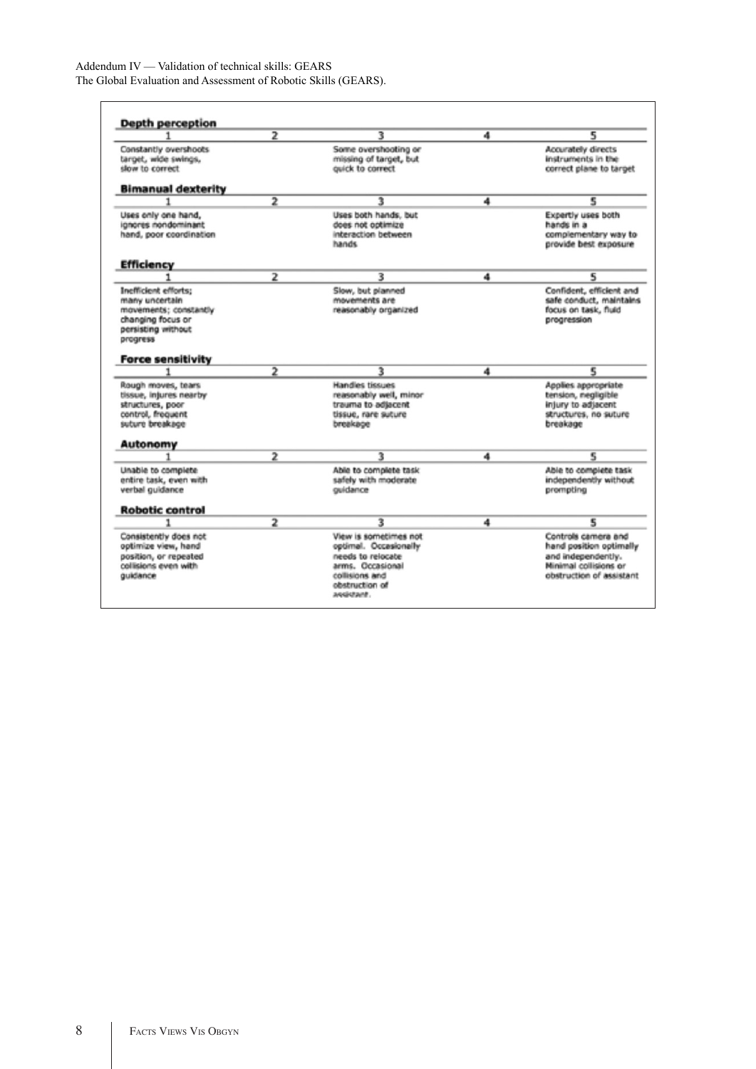Addendum IV — Validation of technical skills: GEARS
The Global Evaluation and Assessment of Robotic Skills (GEARS).

**Depth perception**

| 1 | 2 | 3 | 4 | 5 |
|---|---|---|---|---|
| Constantly overshoots target, wide swings, slow to correct | | Some overshooting or missing of target, but quick to correct | | Accurately directs instruments in the correct plane to target |

**Bimanual dexterity**

| 1 | 2 | 3 | 4 | 5 |
|---|---|---|---|---|
| Uses only one hand, ignores nondominant hand, poor coordination | | Uses both hands, but does not optimize interaction between hands | | Expertly uses both hands in a complementary way to provide best exposure |

**Efficiency**

| 1 | 2 | 3 | 4 | 5 |
|---|---|---|---|---|
| Inefficient efforts; many uncertain movements; constantly changing focus or persisting without progress | | Slow, but planned movements are reasonably organized | | Confident, efficient and safe conduct, maintains focus on task, fluid progression |

**Force sensitivity**

| 1 | 2 | 3 | 4 | 5 |
|---|---|---|---|---|
| Rough moves, tears tissue, injures nearby structures, poor control, frequent suture breakage | | Handles tissues reasonably well, minor trauma to adjacent tissue, rare suture breakage | | Applies appropriate tension, negligible injury to adjacent structures, no suture breakage |

**Autonomy**

| 1 | 2 | 3 | 4 | 5 |
|---|---|---|---|---|
| Unable to complete entire task, even with verbal guidance | | Able to complete task safely with moderate guidance | | Able to complete task independently without prompting |

**Robotic control**

| 1 | 2 | 3 | 4 | 5 |
|---|---|---|---|---|
| Consistently does not optimize view, hand position, or repeated collisions even with guidance | | View is sometimes not optimal. Occasionally needs to relocate arms. Occasional collisions and obstruction of assistant. | | Controls camera and hand position optimally and independently. Minimal collisions or obstruction of assistant |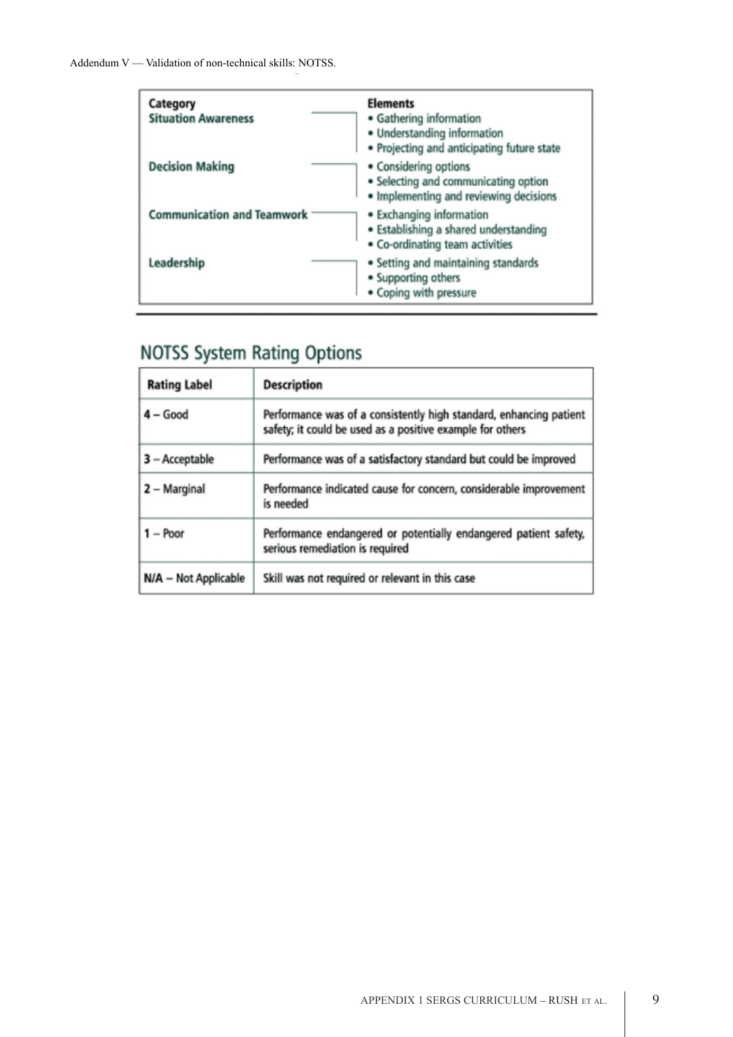Addendum V — Validation of non-technical skills: NOTSS.

| Category | Elements |
| --- | --- |
| **Situation Awareness** | • Gathering information<br>• Understanding information<br>• Projecting and anticipating future state |
| **Decision Making** | • Considering options<br>• Selecting and communicating option<br>• Implementing and reviewing decisions |
| **Communication and Teamwork** | • Exchanging information<br>• Establishing a shared understanding<br>• Co-ordinating team activities |
| **Leadership** | • Setting and maintaining standards<br>• Supporting others<br>• Coping with pressure |

## NOTSS System Rating Options

| Rating Label | Description |
| --- | --- |
| 4 – Good | Performance was of a consistently high standard, enhancing patient safety; it could be used as a positive example for others |
| 3 – Acceptable | Performance was of a satisfactory standard but could be improved |
| 2 – Marginal | Performance indicated cause for concern, considerable improvement is needed |
| 1 – Poor | Performance endangered or potentially endangered patient safety, serious remediation is required |
| N/A – Not Applicable | Skill was not required or relevant in this case |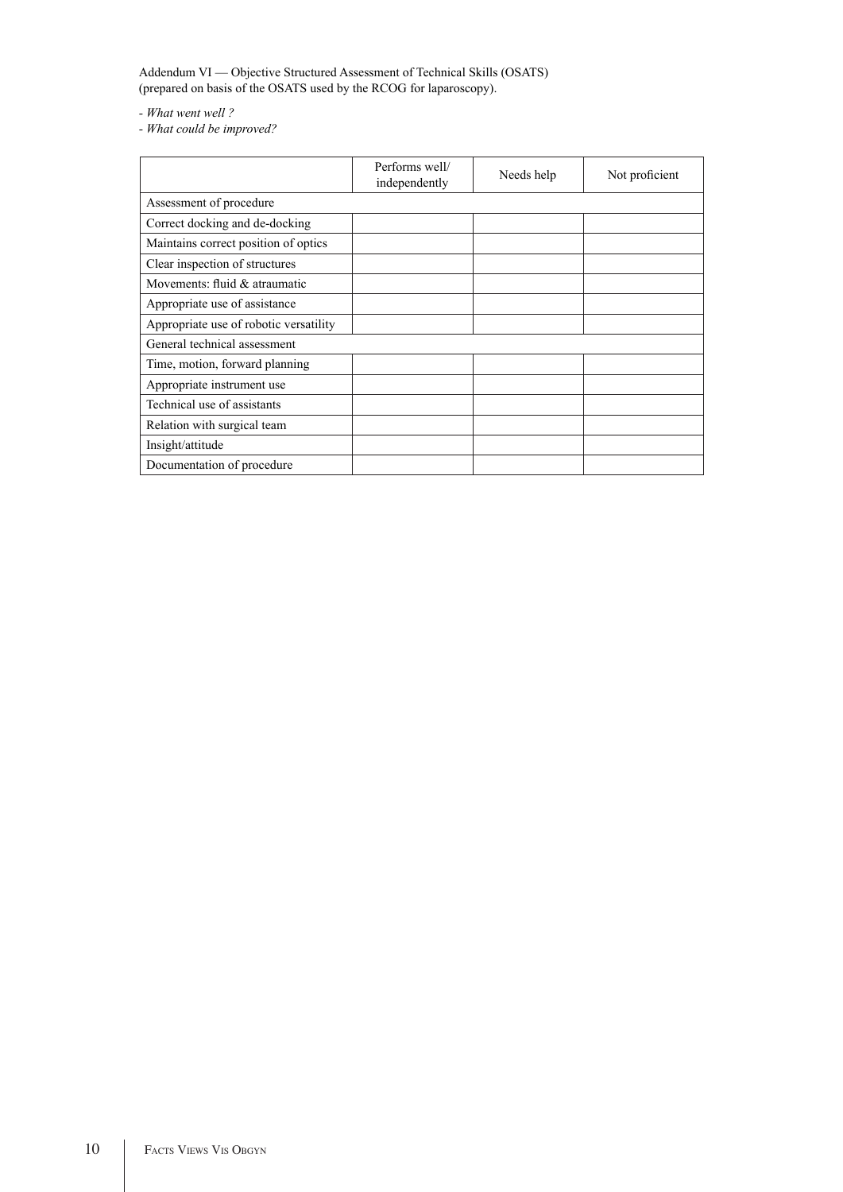Addendum VI — Objective Structured Assessment of Technical Skills (OSATS) (prepared on basis of the OSATS used by the RCOG for laparoscopy).

- *What went well ?*
- *What could be improved?*

| | Performs well/ independently | Needs help | Not proficient |
|---|---|---|---|
| Assessment of procedure | | | |
| Correct docking and de-docking | | | |
| Maintains correct position of optics | | | |
| Clear inspection of structures | | | |
| Movements: fluid & atraumatic | | | |
| Appropriate use of assistance | | | |
| Appropriate use of robotic versatility | | | |
| General technical assessment | | | |
| Time, motion, forward planning | | | |
| Appropriate instrument use | | | |
| Technical use of assistants | | | |
| Relation with surgical team | | | |
| Insight/attitude | | | |
| Documentation of procedure | | | |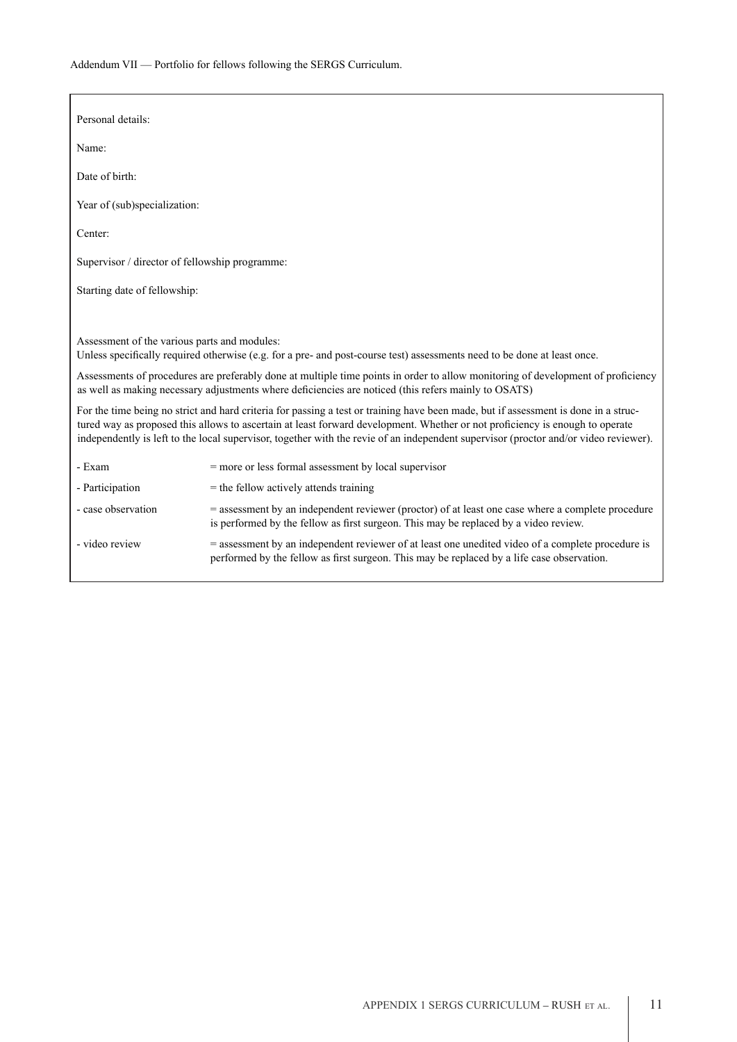Addendum VII — Portfolio for fellows following the SERGS Curriculum.

Personal details:

Name:

Date of birth:

Year of (sub)specialization:

Center:

Supervisor / director of fellowship programme:

Starting date of fellowship:

Assessment of the various parts and modules:
Unless specifically required otherwise (e.g. for a pre- and post-course test) assessments need to be done at least once.

Assessments of procedures are preferably done at multiple time points in order to allow monitoring of development of proficiency as well as making necessary adjustments where deficiencies are noticed (this refers mainly to OSATS)

For the time being no strict and hard criteria for passing a test or training have been made, but if assessment is done in a structured way as proposed this allows to ascertain at least forward development. Whether or not proficiency is enough to operate independently is left to the local supervisor, together with the revie of an independent supervisor (proctor and/or video reviewer).

| | |
|---|---|
| - Exam | = more or less formal assessment by local supervisor |
| - Participation | = the fellow actively attends training |
| - case observation | = assessment by an independent reviewer (proctor) of at least one case where a complete procedure is performed by the fellow as first surgeon. This may be replaced by a video review. |
| - video review | = assessment by an independent reviewer of at least one unedited video of a complete procedure is performed by the fellow as first surgeon. This may be replaced by a life case observation. |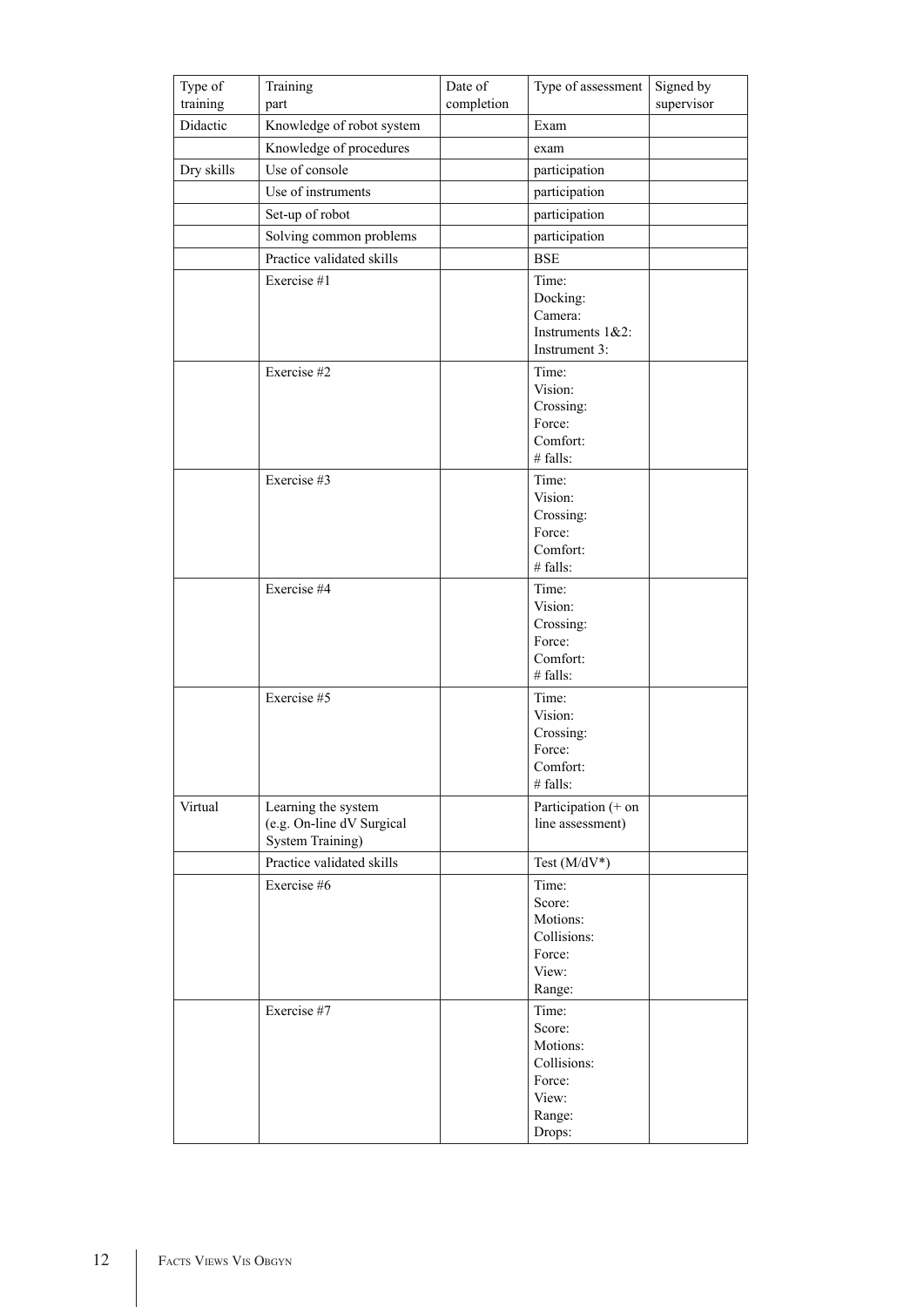| Type of training | Training part | Date of completion | Type of assessment | Signed by supervisor |
|---|---|---|---|---|
| Didactic | Knowledge of robot system | | Exam | |
| | Knowledge of procedures | | exam | |
| Dry skills | Use of console | | participation | |
| | Use of instruments | | participation | |
| | Set-up of robot | | participation | |
| | Solving common problems | | participation | |
| | Practice validated skills | | BSE | |
| | Exercise #1 | | Time:<br>Docking:<br>Camera:<br>Instruments 1&2:<br>Instrument 3: | |
| | Exercise #2 | | Time:<br>Vision:<br>Crossing:<br>Force:<br>Comfort:<br># falls: | |
| | Exercise #3 | | Time:<br>Vision:<br>Crossing:<br>Force:<br>Comfort:<br># falls: | |
| | Exercise #4 | | Time:<br>Vision:<br>Crossing:<br>Force:<br>Comfort:<br># falls: | |
| | Exercise #5 | | Time:<br>Vision:<br>Crossing:<br>Force:<br>Comfort:<br># falls: | |
| Virtual | Learning the system (e.g. On-line dV Surgical System Training) | | Participation (+ on line assessment) | |
| | Practice validated skills | | Test (M/dV*) | |
| | Exercise #6 | | Time:<br>Score:<br>Motions:<br>Collisions:<br>Force:<br>View:<br>Range: | |
| | Exercise #7 | | Time:<br>Score:<br>Motions:<br>Collisions:<br>Force:<br>View:<br>Range:<br>Drops: | |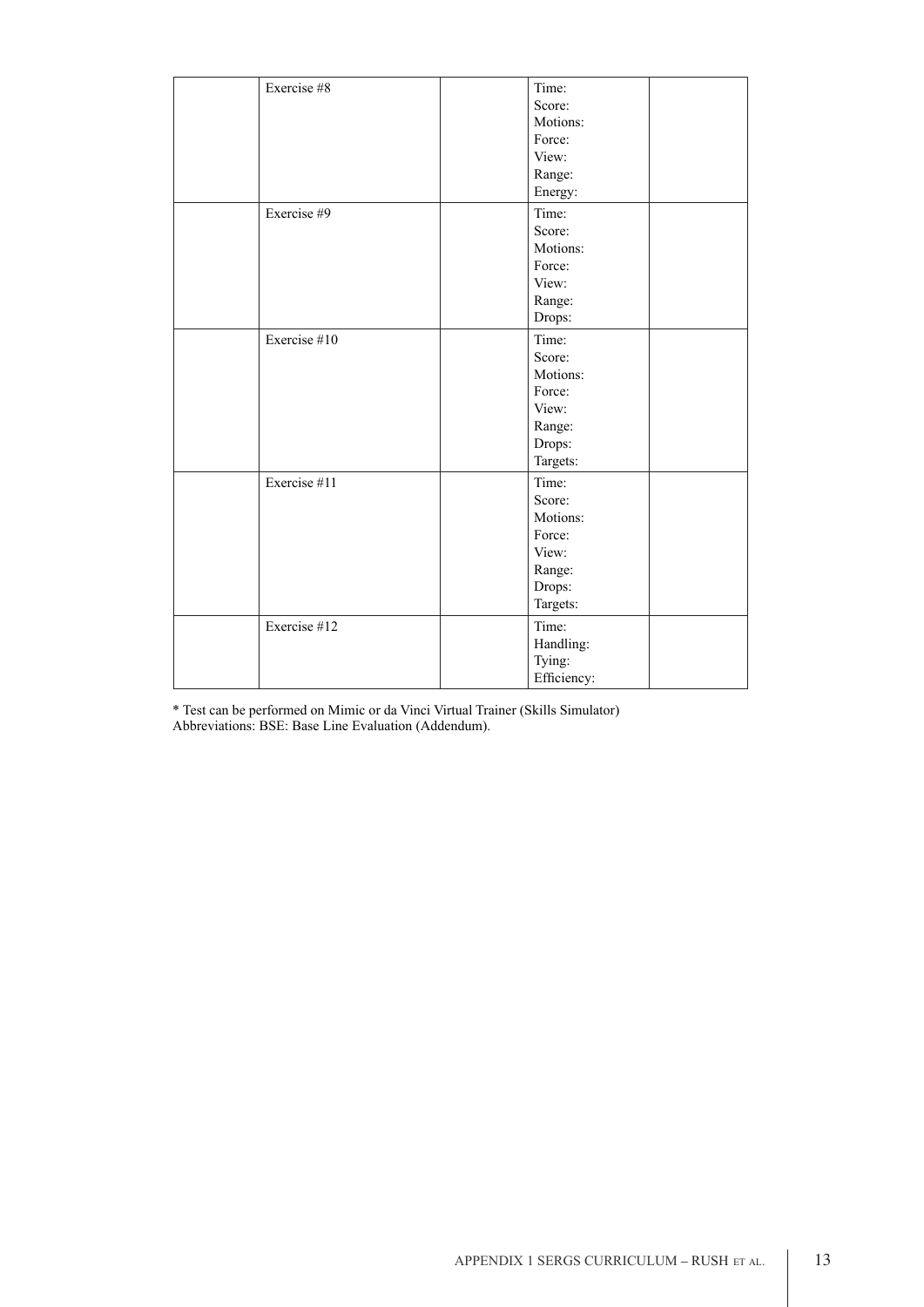| | | | | |
|---|---|---|---|---|
| | Exercise #8 | | Time:<br>Score:<br>Motions:<br>Force:<br>View:<br>Range:<br>Energy: | |
| | Exercise #9 | | Time:<br>Score:<br>Motions:<br>Force:<br>View:<br>Range:<br>Drops: | |
| | Exercise #10 | | Time:<br>Score:<br>Motions:<br>Force:<br>View:<br>Range:<br>Drops:<br>Targets: | |
| | Exercise #11 | | Time:<br>Score:<br>Motions:<br>Force:<br>View:<br>Range:<br>Drops:<br>Targets: | |
| | Exercise #12 | | Time:<br>Handling:<br>Tying:<br>Efficiency: | |

* Test can be performed on Mimic or da Vinci Virtual Trainer (Skills Simulator)
Abbreviations: BSE: Base Line Evaluation (Addendum).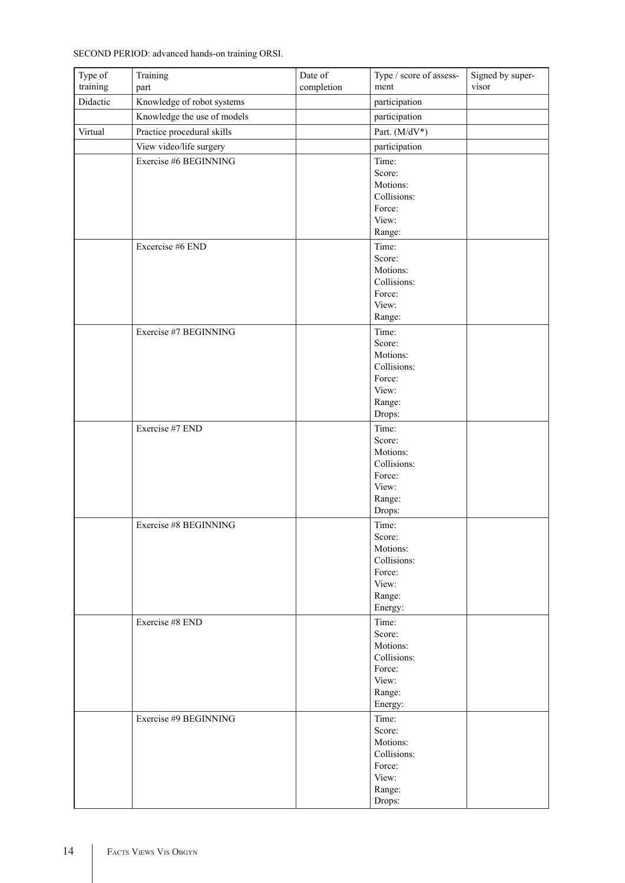SECOND PERIOD: advanced hands-on training ORSI.

| Type of training | Training part | Date of completion | Type / score of assessment | Signed by supervisor |
|---|---|---|---|---|
| Didactic | Knowledge of robot systems | | participation | |
| | Knowledge the use of models | | participation | |
| Virtual | Practice procedural skills | | Part. (M/dV*) | |
| | View video/life surgery | | participation | |
| | Exercise #6 BEGINNING | | Time:<br>Score:<br>Motions:<br>Collisions:<br>Force:<br>View:<br>Range: | |
| | Excercise #6 END | | Time:<br>Score:<br>Motions:<br>Collisions:<br>Force:<br>View:<br>Range: | |
| | Exercise #7 BEGINNING | | Time:<br>Score:<br>Motions:<br>Collisions:<br>Force:<br>View:<br>Range:<br>Drops: | |
| | Exercise #7 END | | Time:<br>Score:<br>Motions:<br>Collisions:<br>Force:<br>View:<br>Range:<br>Drops: | |
| | Exercise #8 BEGINNING | | Time:<br>Score:<br>Motions:<br>Collisions:<br>Force:<br>View:<br>Range:<br>Energy: | |
| | Exercise #8 END | | Time:<br>Score:<br>Motions:<br>Collisions:<br>Force:<br>View:<br>Range:<br>Energy: | |
| | Exercise #9 BEGINNING | | Time:<br>Score:<br>Motions:<br>Collisions:<br>Force:<br>View:<br>Range:<br>Drops: | |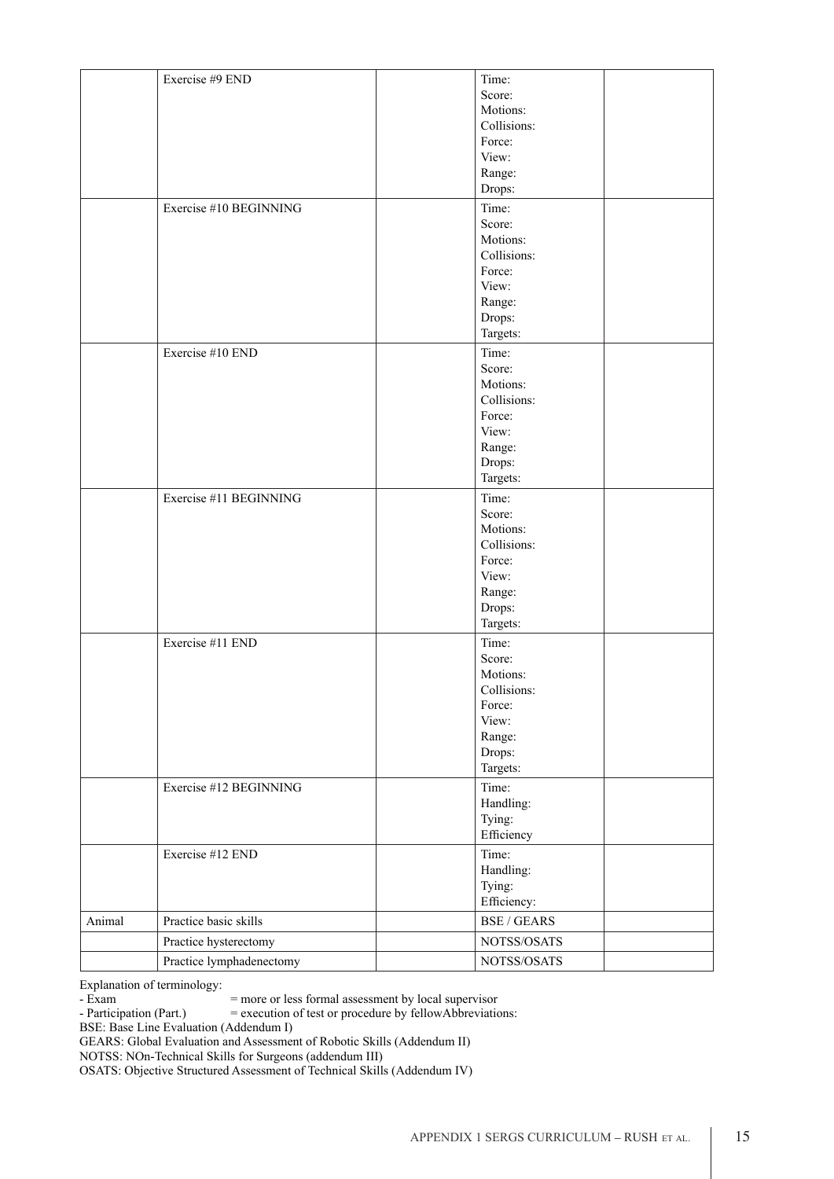| | | | | |
|---|---|---|---|---|
| | Exercise #9 END | | Time:<br>Score:<br>Motions:<br>Collisions:<br>Force:<br>View:<br>Range:<br>Drops: | |
| | Exercise #10 BEGINNING | | Time:<br>Score:<br>Motions:<br>Collisions:<br>Force:<br>View:<br>Range:<br>Drops:<br>Targets: | |
| | Exercise #10 END | | Time:<br>Score:<br>Motions:<br>Collisions:<br>Force:<br>View:<br>Range:<br>Drops:<br>Targets: | |
| | Exercise #11 BEGINNING | | Time:<br>Score:<br>Motions:<br>Collisions:<br>Force:<br>View:<br>Range:<br>Drops:<br>Targets: | |
| | Exercise #11 END | | Time:<br>Score:<br>Motions:<br>Collisions:<br>Force:<br>View:<br>Range:<br>Drops:<br>Targets: | |
| | Exercise #12 BEGINNING | | Time:<br>Handling:<br>Tying:<br>Efficiency | |
| | Exercise #12 END | | Time:<br>Handling:<br>Tying:<br>Efficiency: | |
| Animal | Practice basic skills | | BSE / GEARS | |
| | Practice hysterectomy | | NOTSS/OSATS | |
| | Practice lymphadenectomy | | NOTSS/OSATS | |

Explanation of terminology:
- Exam = more or less formal assessment by local supervisor
- Participation (Part.) = execution of test or procedure by fellowAbbreviations:

BSE: Base Line Evaluation (Addendum I)
GEARS: Global Evaluation and Assessment of Robotic Skills (Addendum II)
NOTSS: NOn-Technical Skills for Surgeons (addendum III)
OSATS: Objective Structured Assessment of Technical Skills (Addendum IV)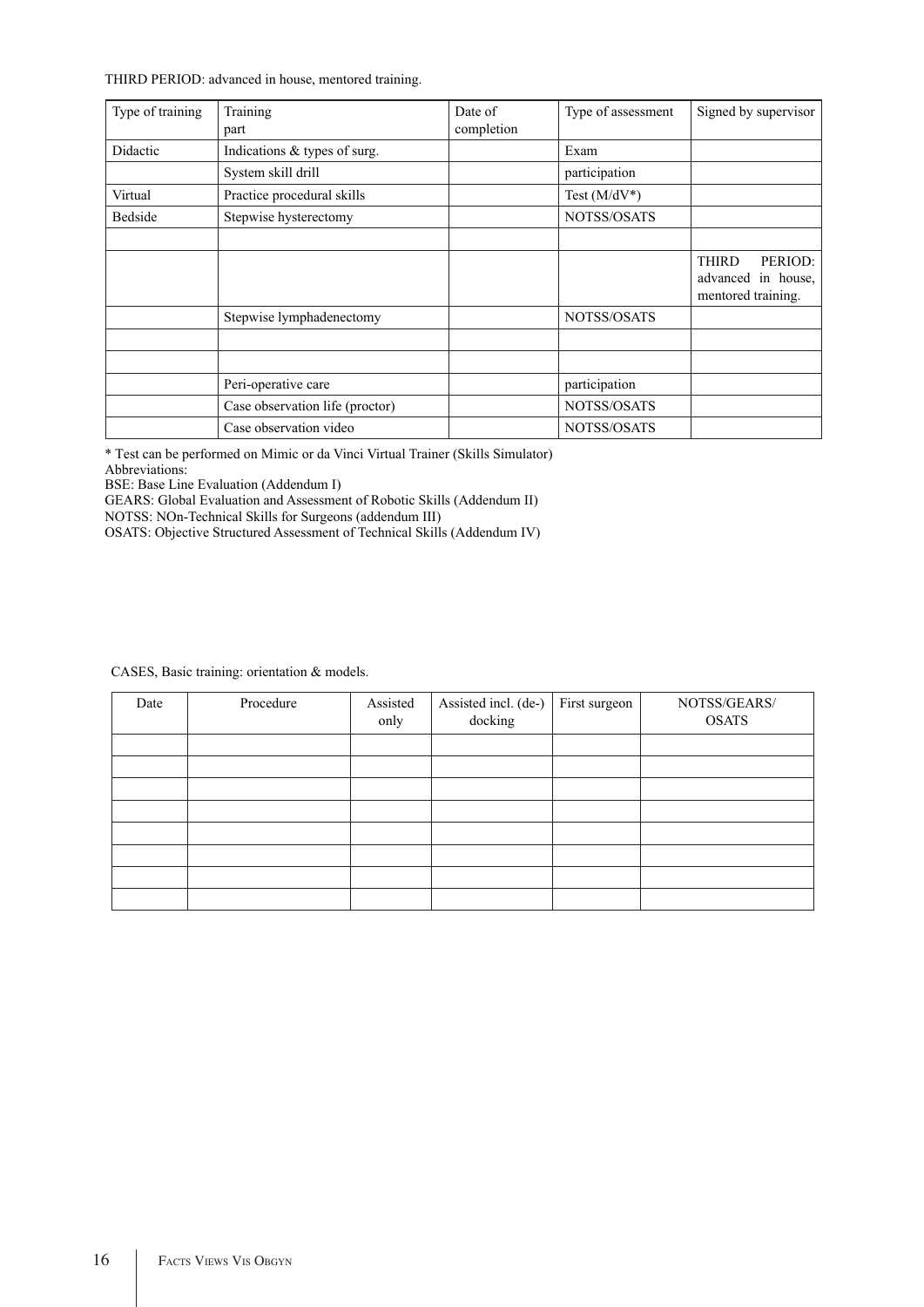THIRD PERIOD: advanced in house, mentored training.

| Type of training | Training part | Date of completion | Type of assessment | Signed by supervisor |
|---|---|---|---|---|
| Didactic | Indications & types of surg. | | Exam | |
| | System skill drill | | participation | |
| Virtual | Practice procedural skills | | Test (M/dV*) | |
| Bedside | Stepwise hysterectomy | | NOTSS/OSATS | |
| | | | | |
| | | | | THIRD PERIOD: advanced in house, mentored training. |
| | Stepwise lymphadenectomy | | NOTSS/OSATS | |
| | | | | |
| | | | | |
| | Peri-operative care | | participation | |
| | Case observation life (proctor) | | NOTSS/OSATS | |
| | Case observation video | | NOTSS/OSATS | |

* Test can be performed on Mimic or da Vinci Virtual Trainer (Skills Simulator)

Abbreviations:

BSE: Base Line Evaluation (Addendum I)

GEARS: Global Evaluation and Assessment of Robotic Skills (Addendum II)

NOTSS: NOn-Technical Skills for Surgeons (addendum III)

OSATS: Objective Structured Assessment of Technical Skills (Addendum IV)

CASES, Basic training: orientation & models.

| Date | Procedure | Assisted only | Assisted incl. (de-) docking | First surgeon | NOTSS/GEARS/ OSATS |
|---|---|---|---|---|---|
| | | | | | |
| | | | | | |
| | | | | | |
| | | | | | |
| | | | | | |
| | | | | | |
| | | | | | |
| | | | | | |